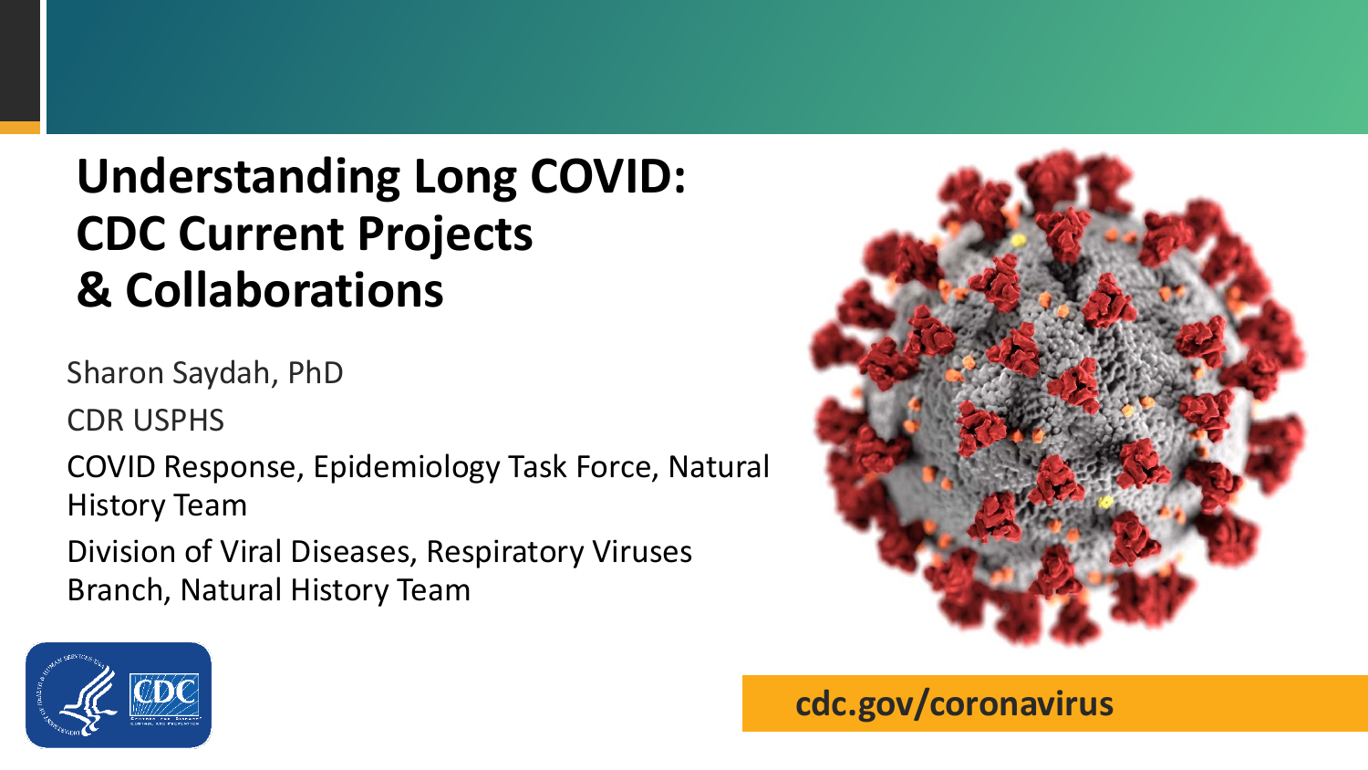# Understanding Long COVID: CDC Current Projects & Collaborations

Sharon Saydah, PhD

CDR USPHS

COVID Response, Epidemiology Task Force, Natural History Team

Division of Viral Diseases, Respiratory Viruses Branch, Natural History Team

cdc.gov/coronavirus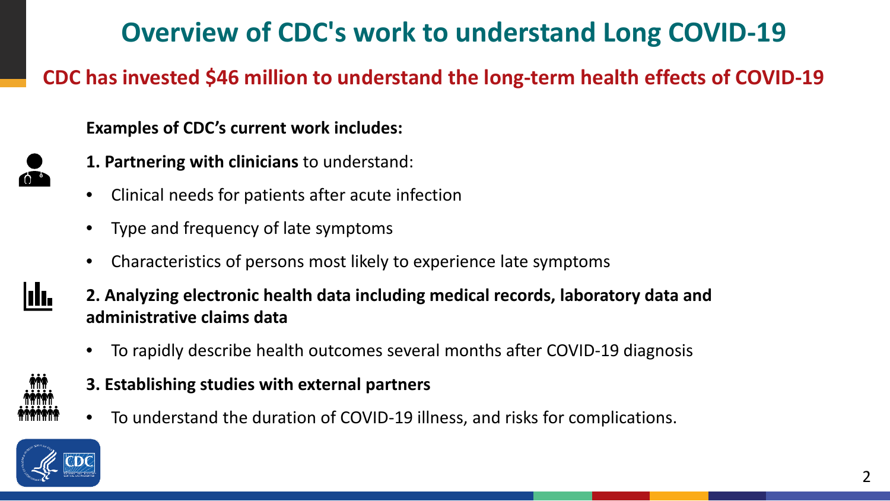# Overview of CDC's work to understand Long COVID-19

## CDC has invested $46 million to understand the long-term health effects of COVID-19

**Examples of CDC's current work includes:**

**1. Partnering with clinicians** to understand:

- Clinical needs for patients after acute infection
- Type and frequency of late symptoms
- Characteristics of persons most likely to experience late symptoms

**2. Analyzing electronic health data including medical records, laboratory data and administrative claims data**

- To rapidly describe health outcomes several months after COVID-19 diagnosis

**3. Establishing studies with external partners**

- To understand the duration of COVID-19 illness, and risks for complications.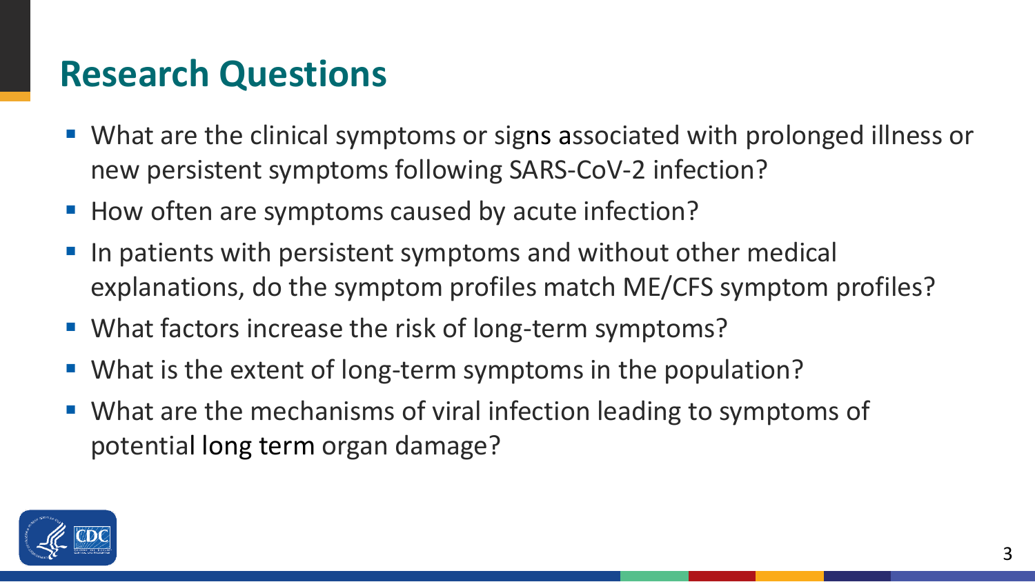# Research Questions

- What are the clinical symptoms or signs associated with prolonged illness or new persistent symptoms following SARS-CoV-2 infection?
- How often are symptoms caused by acute infection?
- In patients with persistent symptoms and without other medical explanations, do the symptom profiles match ME/CFS symptom profiles?
- What factors increase the risk of long-term symptoms?
- What is the extent of long-term symptoms in the population?
- What are the mechanisms of viral infection leading to symptoms of potential long term organ damage?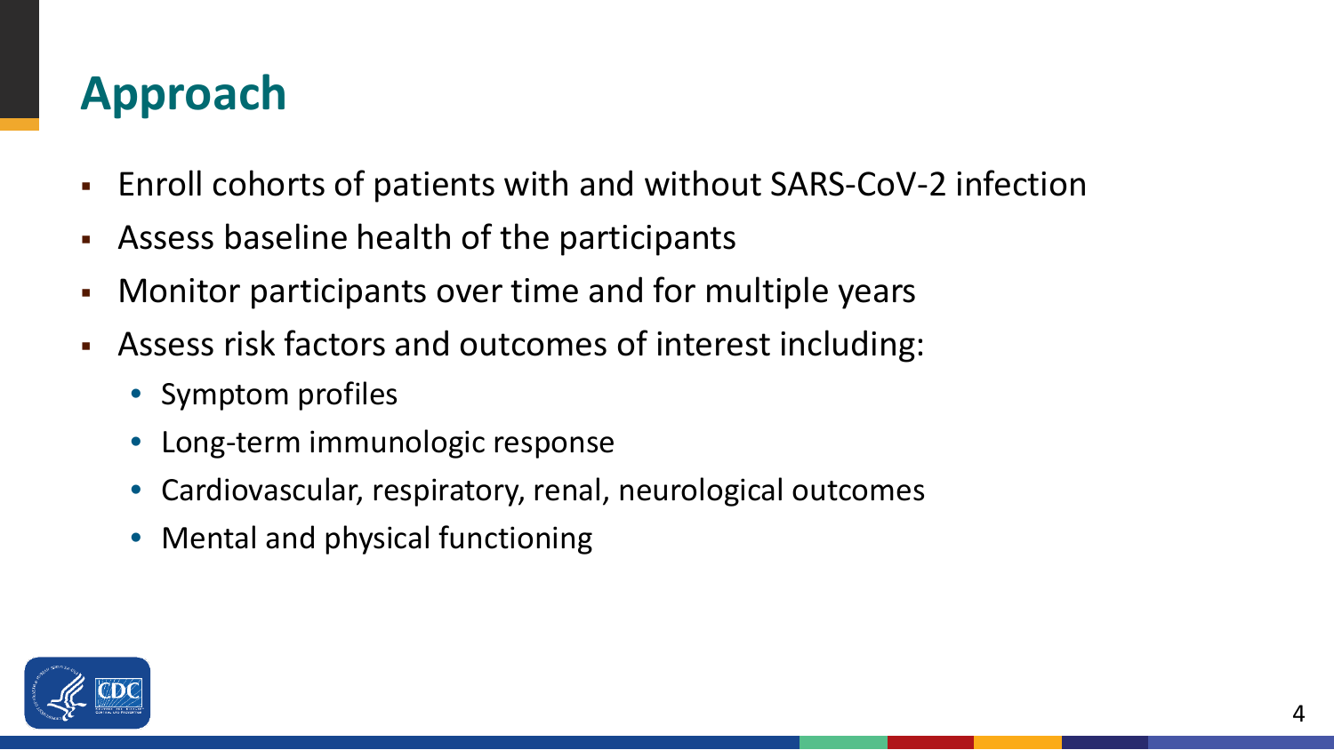# Approach

- Enroll cohorts of patients with and without SARS-CoV-2 infection
- Assess baseline health of the participants
- Monitor participants over time and for multiple years
- Assess risk factors and outcomes of interest including:
  - Symptom profiles
  - Long-term immunologic response
  - Cardiovascular, respiratory, renal, neurological outcomes
  - Mental and physical functioning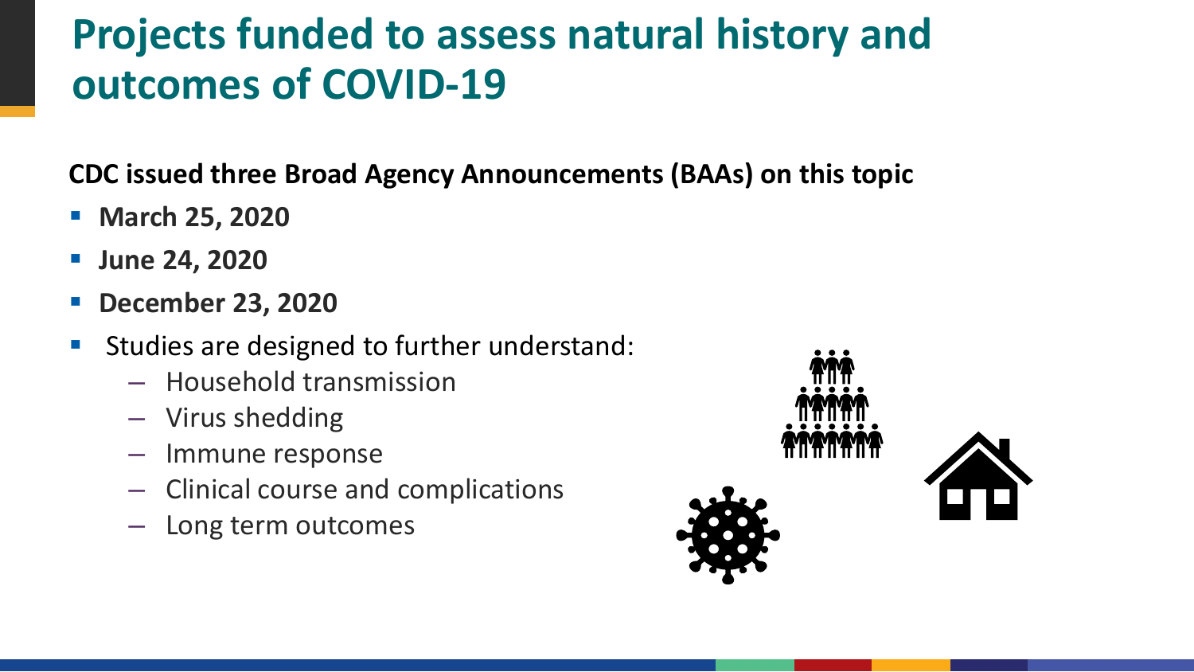# Projects funded to assess natural history and outcomes of COVID-19

**CDC issued three Broad Agency Announcements (BAAs) on this topic**

- **March 25, 2020**
- **June 24, 2020**
- **December 23, 2020**
- Studies are designed to further understand:
  - Household transmission
  - Virus shedding
  - Immune response
  - Clinical course and complications
  - Long term outcomes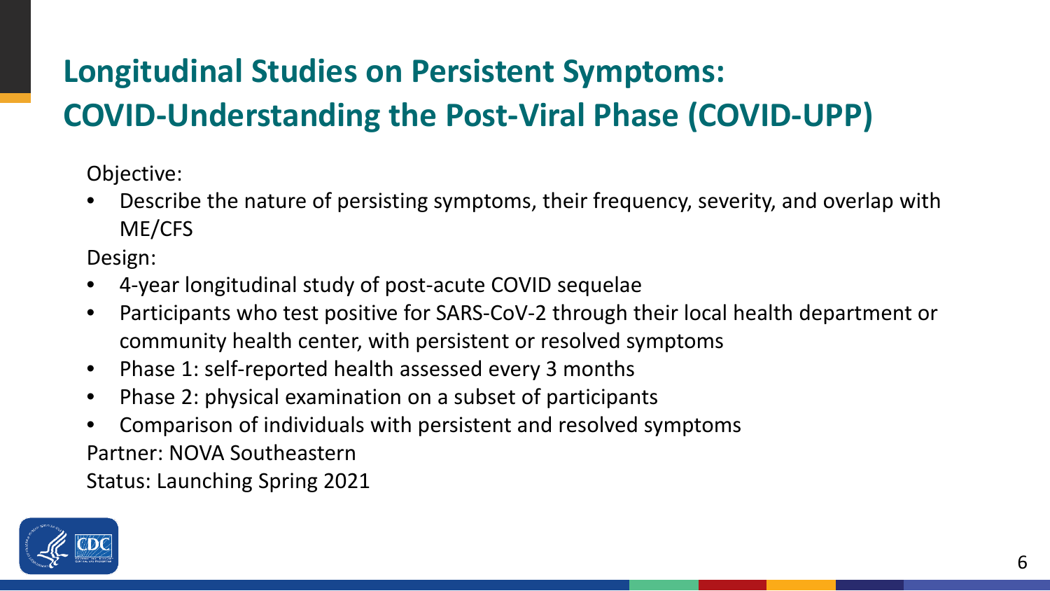# Longitudinal Studies on Persistent Symptoms: COVID-Understanding the Post-Viral Phase (COVID-UPP)

Objective:

- Describe the nature of persisting symptoms, their frequency, severity, and overlap with ME/CFS

Design:

- 4-year longitudinal study of post-acute COVID sequelae
- Participants who test positive for SARS-CoV-2 through their local health department or community health center, with persistent or resolved symptoms
- Phase 1: self-reported health assessed every 3 months
- Phase 2: physical examination on a subset of participants
- Comparison of individuals with persistent and resolved symptoms

Partner: NOVA Southeastern

Status: Launching Spring 2021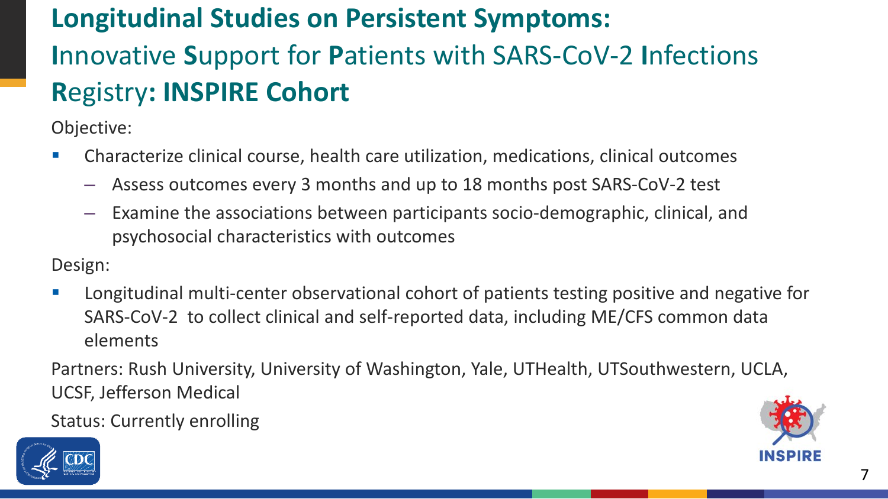# Longitudinal Studies on Persistent Symptoms: Innovative Support for Patients with SARS-CoV-2 Infections Registry: INSPIRE Cohort

Objective:

- Characterize clinical course, health care utilization, medications, clinical outcomes
  - Assess outcomes every 3 months and up to 18 months post SARS-CoV-2 test
  - Examine the associations between participants socio-demographic, clinical, and psychosocial characteristics with outcomes

Design:

- Longitudinal multi-center observational cohort of patients testing positive and negative for SARS-CoV-2 to collect clinical and self-reported data, including ME/CFS common data elements

Partners: Rush University, University of Washington, Yale, UTHealth, UTSouthwestern, UCLA, UCSF, Jefferson Medical

Status: Currently enrolling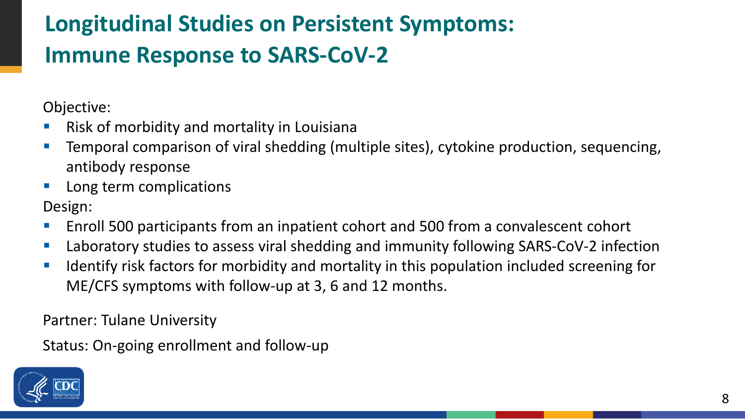# Longitudinal Studies on Persistent Symptoms: Immune Response to SARS-CoV-2

Objective:

- Risk of morbidity and mortality in Louisiana
- Temporal comparison of viral shedding (multiple sites), cytokine production, sequencing, antibody response
- Long term complications

Design:

- Enroll 500 participants from an inpatient cohort and 500 from a convalescent cohort
- Laboratory studies to assess viral shedding and immunity following SARS-CoV-2 infection
- Identify risk factors for morbidity and mortality in this population included screening for ME/CFS symptoms with follow-up at 3, 6 and 12 months.

Partner: Tulane University

Status: On-going enrollment and follow-up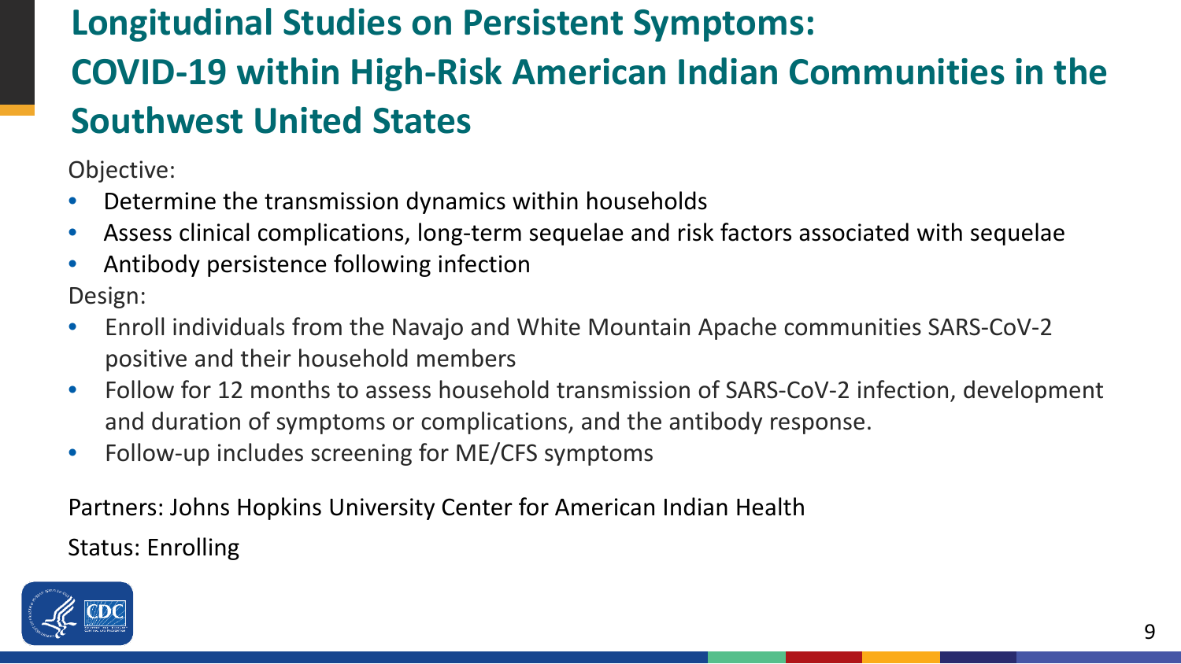# Longitudinal Studies on Persistent Symptoms: COVID-19 within High-Risk American Indian Communities in the Southwest United States

Objective:

- Determine the transmission dynamics within households
- Assess clinical complications, long-term sequelae and risk factors associated with sequelae
- Antibody persistence following infection

Design:

- Enroll individuals from the Navajo and White Mountain Apache communities SARS-CoV-2 positive and their household members
- Follow for 12 months to assess household transmission of SARS-CoV-2 infection, development and duration of symptoms or complications, and the antibody response.
- Follow-up includes screening for ME/CFS symptoms

Partners: Johns Hopkins University Center for American Indian Health

Status: Enrolling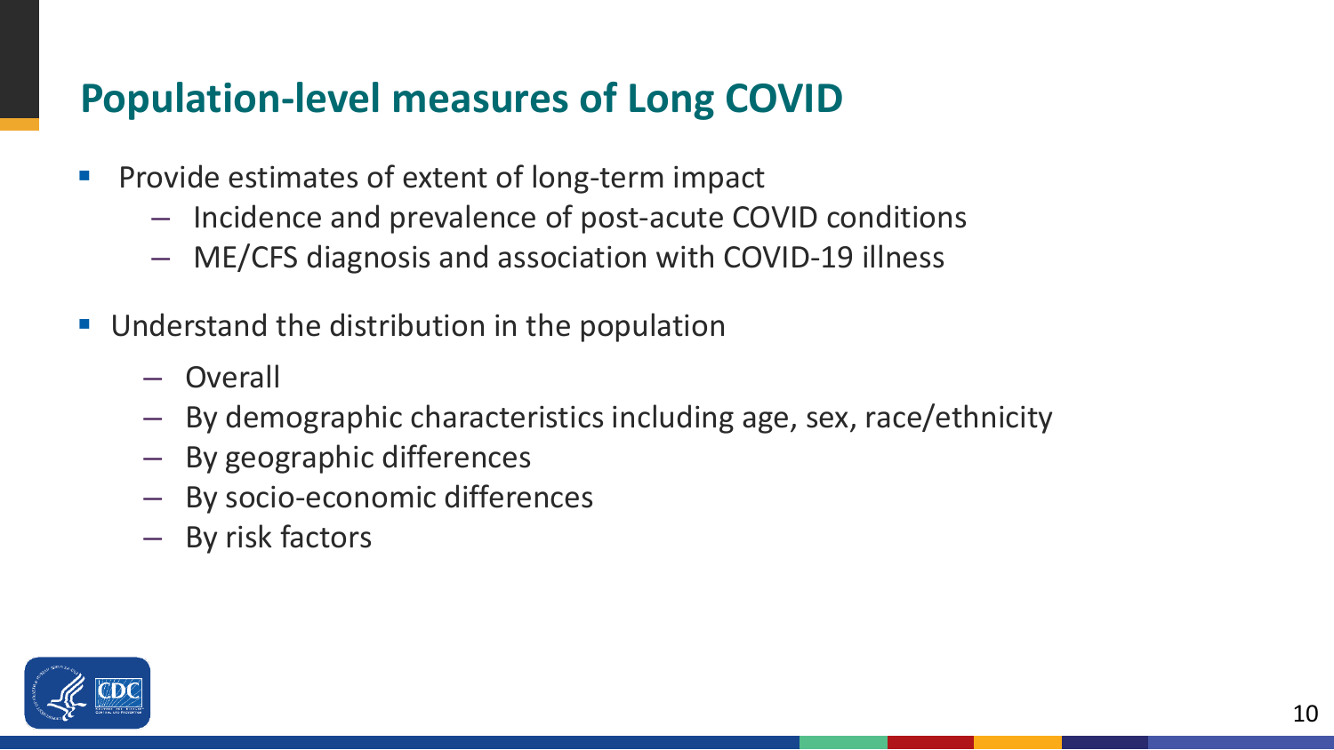## Population-level measures of Long COVID

- Provide estimates of extent of long-term impact
  - Incidence and prevalence of post-acute COVID conditions
  - ME/CFS diagnosis and association with COVID-19 illness
- Understand the distribution in the population
  - Overall
  - By demographic characteristics including age, sex, race/ethnicity
  - By geographic differences
  - By socio-economic differences
  - By risk factors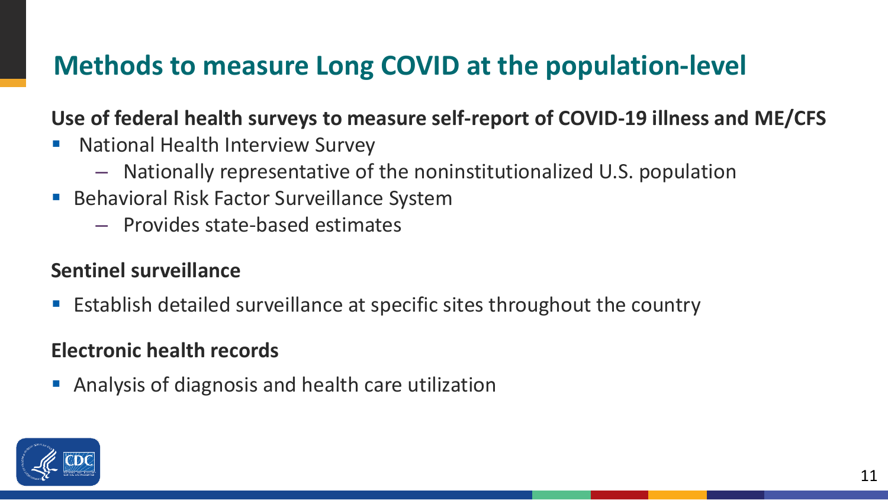# Methods to measure Long COVID at the population-level

**Use of federal health surveys to measure self-report of COVID-19 illness and ME/CFS**

- National Health Interview Survey
  - Nationally representative of the noninstitutionalized U.S. population
- Behavioral Risk Factor Surveillance System
  - Provides state-based estimates

**Sentinel surveillance**

- Establish detailed surveillance at specific sites throughout the country

**Electronic health records**

- Analysis of diagnosis and health care utilization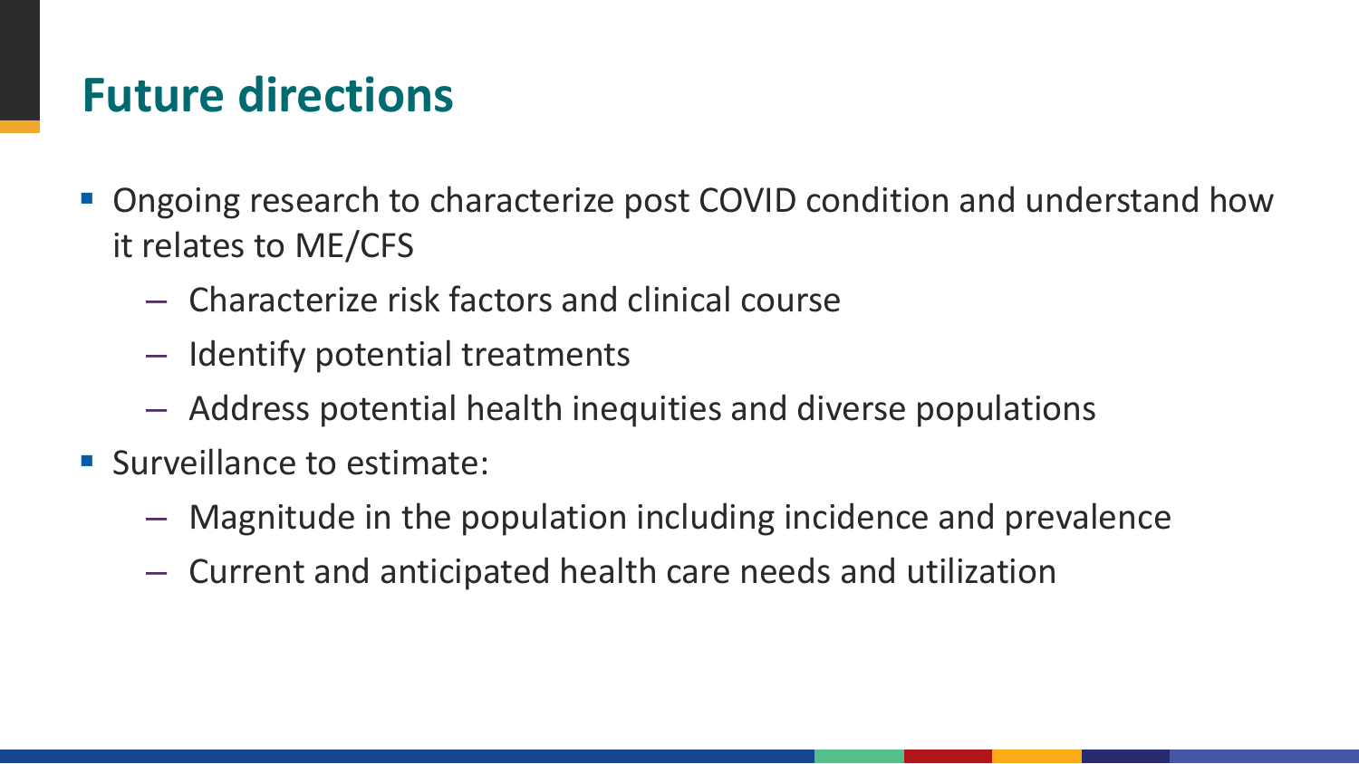## Future directions

- Ongoing research to characterize post COVID condition and understand how it relates to ME/CFS
  - Characterize risk factors and clinical course
  - Identify potential treatments
  - Address potential health inequities and diverse populations
- Surveillance to estimate:
  - Magnitude in the population including incidence and prevalence
  - Current and anticipated health care needs and utilization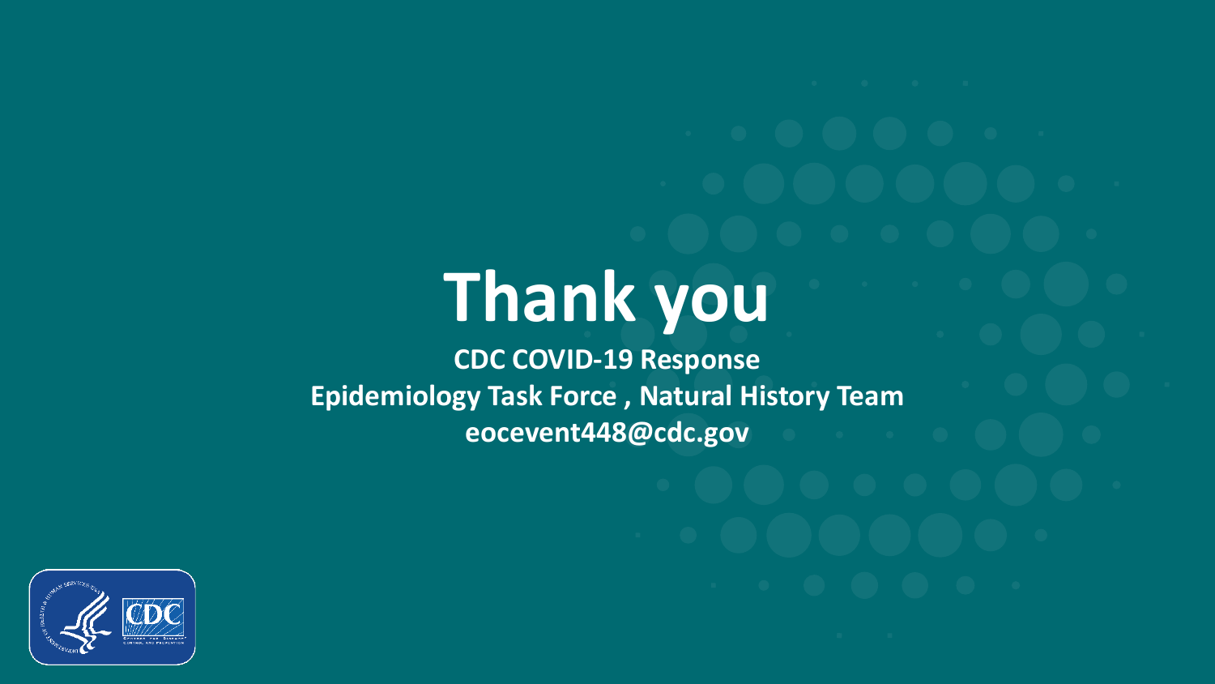# Thank you

**CDC COVID-19 Response**

**Epidemiology Task Force , Natural History Team**

**eocevent448@cdc.gov**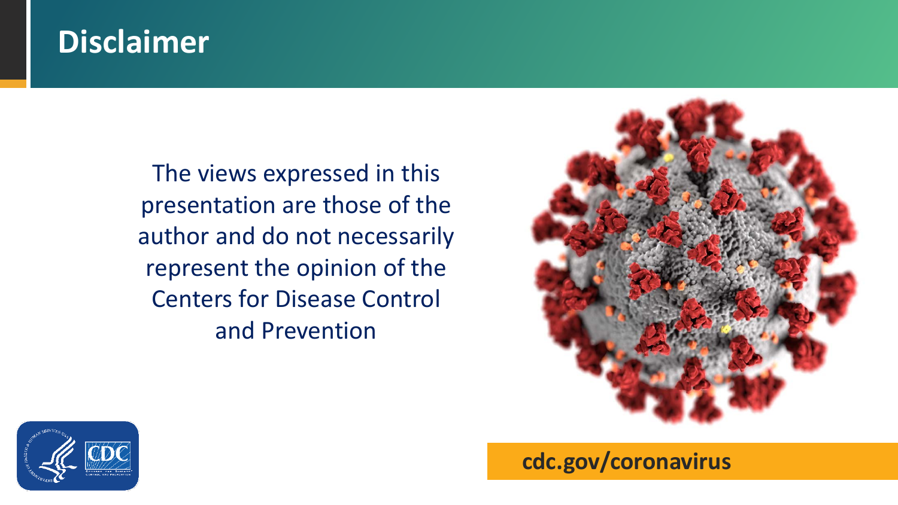# Disclaimer

The views expressed in this presentation are those of the author and do not necessarily represent the opinion of the Centers for Disease Control and Prevention

**cdc.gov/coronavirus**